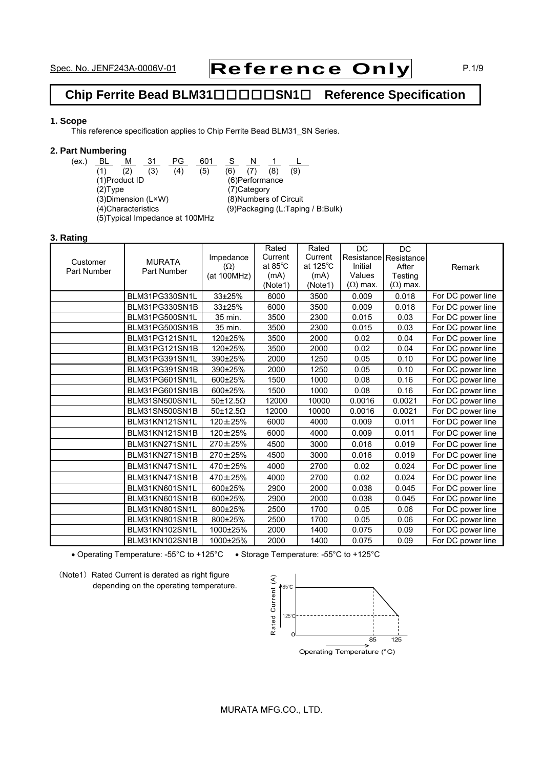Spec. No. JENF243A-0006V-01 **Reference Only**

# Chip Ferrite Bead BLM31□□□□□SN1□ Reference Specification

## 1. Scope

This reference specification applies to Chip Ferrite Bead BLM31_SN Series.

## 2. Part Numbering

(ex.) BL M 31 PG 601 S N 1 L
(1) (2) (3) (4) (5) (6) (7) (8) (9)

(1)Product ID
(2)Type
(3)Dimension (L×W)
(4)Characteristics
(5)Typical Impedance at 100MHz
(6)Performance
(7)Category
(8)Numbers of Circuit
(9)Packaging (L:Taping / B:Bulk)

## 3. Rating

| Customer Part Number | MURATA Part Number | Impedance (Ω) (at 100MHz) | Rated Current at 85℃ (mA) (Note1) | Rated Current at 125℃ (mA) (Note1) | DC Resistance Initial Values (Ω) max. | DC Resistance After Testing (Ω) max. | Remark |
|---|---|---|---|---|---|---|---|
| | BLM31PG330SN1L | 33±25% | 6000 | 3500 | 0.009 | 0.018 | For DC power line |
| | BLM31PG330SN1B | 33±25% | 6000 | 3500 | 0.009 | 0.018 | For DC power line |
| | BLM31PG500SN1L | 35 min. | 3500 | 2300 | 0.015 | 0.03 | For DC power line |
| | BLM31PG500SN1B | 35 min. | 3500 | 2300 | 0.015 | 0.03 | For DC power line |
| | BLM31PG121SN1L | 120±25% | 3500 | 2000 | 0.02 | 0.04 | For DC power line |
| | BLM31PG121SN1B | 120±25% | 3500 | 2000 | 0.02 | 0.04 | For DC power line |
| | BLM31PG391SN1L | 390±25% | 2000 | 1250 | 0.05 | 0.10 | For DC power line |
| | BLM31PG391SN1B | 390±25% | 2000 | 1250 | 0.05 | 0.10 | For DC power line |
| | BLM31PG601SN1L | 600±25% | 1500 | 1000 | 0.08 | 0.16 | For DC power line |
| | BLM31PG601SN1B | 600±25% | 1500 | 1000 | 0.08 | 0.16 | For DC power line |
| | BLM31SN500SN1L | 50±12.5Ω | 12000 | 10000 | 0.0016 | 0.0021 | For DC power line |
| | BLM31SN500SN1B | 50±12.5Ω | 12000 | 10000 | 0.0016 | 0.0021 | For DC power line |
| | BLM31KN121SN1L | 120±25% | 6000 | 4000 | 0.009 | 0.011 | For DC power line |
| | BLM31KN121SN1B | 120±25% | 6000 | 4000 | 0.009 | 0.011 | For DC power line |
| | BLM31KN271SN1L | 270±25% | 4500 | 3000 | 0.016 | 0.019 | For DC power line |
| | BLM31KN271SN1B | 270±25% | 4500 | 3000 | 0.016 | 0.019 | For DC power line |
| | BLM31KN471SN1L | 470±25% | 4000 | 2700 | 0.02 | 0.024 | For DC power line |
| | BLM31KN471SN1B | 470±25% | 4000 | 2700 | 0.02 | 0.024 | For DC power line |
| | BLM31KN601SN1L | 600±25% | 2900 | 2000 | 0.038 | 0.045 | For DC power line |
| | BLM31KN601SN1B | 600±25% | 2900 | 2000 | 0.038 | 0.045 | For DC power line |
| | BLM31KN801SN1L | 800±25% | 2500 | 1700 | 0.05 | 0.06 | For DC power line |
| | BLM31KN801SN1B | 800±25% | 2500 | 1700 | 0.05 | 0.06 | For DC power line |
| | BLM31KN102SN1L | 1000±25% | 2000 | 1400 | 0.075 | 0.09 | For DC power line |
| | BLM31KN102SN1B | 1000±25% | 2000 | 1400 | 0.075 | 0.09 | For DC power line |

- Operating Temperature: -55°C to +125°C
- Storage Temperature: -55°C to +125°C

(Note1) Rated Current is derated as right figure depending on the operating temperature.

Rated Current (A): 85℃, 125℃; Operating Temperature (°C): 0, 85, 125

MURATA MFG.CO., LTD.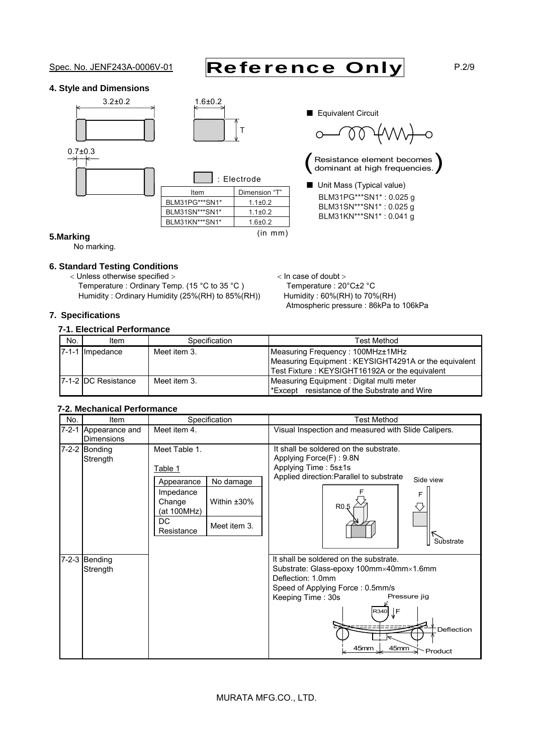## 4. Style and Dimensions

3.2±0.2

1.6±0.2

T

0.7±0.3

: Electrode

| Item | Dimension "T" |
|---|---|
| BLM31PG***SN1* | 1.1±0.2 |
| BLM31SN***SN1* | 1.1±0.2 |
| BLM31KN***SN1* | 1.6±0.2 |

(in mm)

■ Equivalent Circuit

(Resistance element becomes dominant at high frequencies.)

■ Unit Mass (Typical value)

BLM31PG***SN1* : 0.025 g
BLM31SN***SN1* : 0.025 g
BLM31KN***SN1* : 0.041 g

## 5.Marking

No marking.

## 6. Standard Testing Conditions

< Unless otherwise specified >
Temperature : Ordinary Temp. (15 °C to 35 °C )
Humidity : Ordinary Humidity (25%(RH) to 85%(RH))

< In case of doubt >
Temperature : 20°C±2 °C
Humidity : 60%(RH) to 70%(RH)
Atmospheric pressure : 86kPa to 106kPa

## 7. Specifications

### 7-1. Electrical Performance

| No. | Item | Specification | Test Method |
|---|---|---|---|
| 7-1-1 | Impedance | Meet item 3. | Measuring Frequency : 100MHz±1MHz<br>Measuring Equipment : KEYSIGHT4291A or the equivalent<br>Test Fixture : KEYSIGHT16192A or the equivalent |
| 7-1-2 | DC Resistance | Meet item 3. | Measuring Equipment : Digital multi meter<br>*Except resistance of the Substrate and Wire |

### 7-2. Mechanical Performance

| No. | Item | Specification | Test Method |
|---|---|---|---|
| 7-2-1 | Appearance and Dimensions | Meet item 4. | Visual Inspection and measured with Slide Calipers. |
| 7-2-2 | Bonding Strength | Meet Table 1.<br><br>Table 1<br>Appearance: No damage<br>Impedance Change (at 100MHz): Within ±30%<br>DC Resistance: Meet item 3. | It shall be soldered on the substrate.<br>Applying Force(F) : 9.8N<br>Applying Time : 5s±1s<br>Applied direction:Parallel to substrate<br>(Side view, F, R0.5, Substrate) |
| 7-2-3 | Bending Strength | | It shall be soldered on the substrate.<br>Substrate: Glass-epoxy 100mm×40mm×1.6mm<br>Deflection: 1.0mm<br>Speed of Applying Force : 0.5mm/s<br>Keeping Time : 30s<br>(Pressure jig, R340, F, Deflection, 45mm, 45mm, Product) |

MURATA MFG.CO., LTD.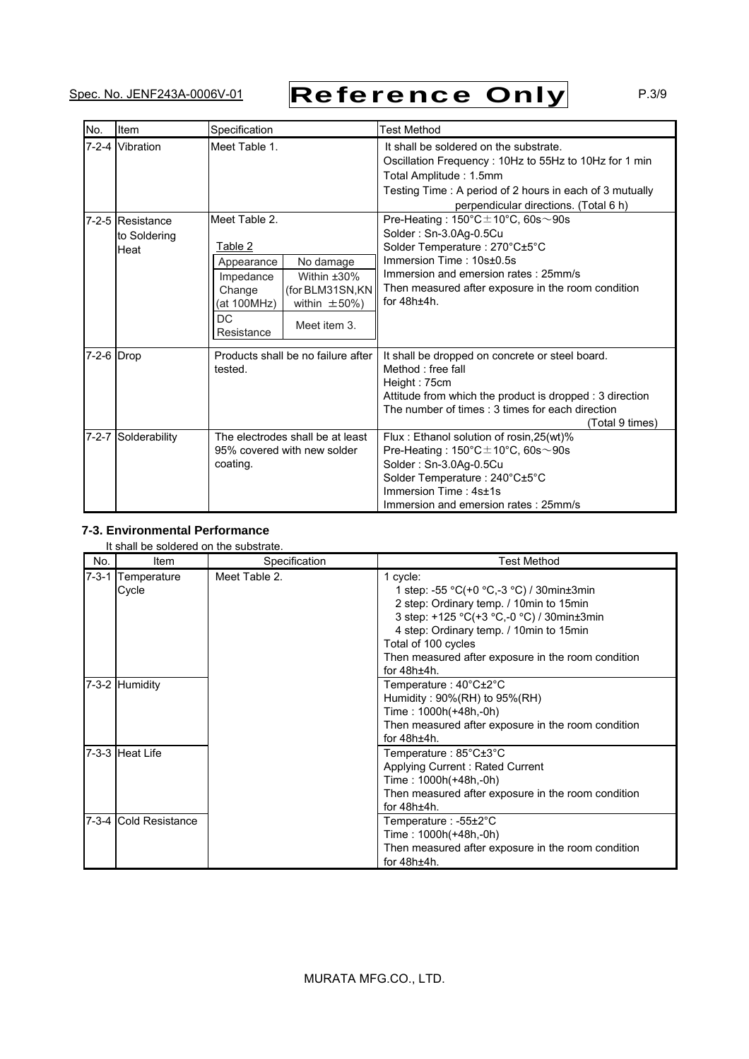| No. | Item | Specification | Test Method |
|---|---|---|---|
| 7-2-4 | Vibration | Meet Table 1. | It shall be soldered on the substrate.<br>Oscillation Frequency : 10Hz to 55Hz to 10Hz for 1 min<br>Total Amplitude : 1.5mm<br>Testing Time : A period of 2 hours in each of 3 mutually perpendicular directions. (Total 6 h) |
| 7-2-5 | Resistance to Soldering Heat | Meet Table 2.<br><br>Table 2<br>Appearance: No damage<br>Impedance Change (at 100MHz): Within ±30% (for BLM31SN,KN within ±50%)<br>DC Resistance: Meet item 3. | Pre-Heating : 150°C±10°C, 60s～90s<br>Solder : Sn-3.0Ag-0.5Cu<br>Solder Temperature : 270°C±5°C<br>Immersion Time : 10s±0.5s<br>Immersion and emersion rates : 25mm/s<br>Then measured after exposure in the room condition for 48h±4h. |
| 7-2-6 | Drop | Products shall be no failure after tested. | It shall be dropped on concrete or steel board.<br>Method : free fall<br>Height : 75cm<br>Attitude from which the product is dropped : 3 direction<br>The number of times : 3 times for each direction (Total 9 times) |
| 7-2-7 | Solderability | The electrodes shall be at least 95% covered with new solder coating. | Flux : Ethanol solution of rosin,25(wt)%<br>Pre-Heating : 150°C±10°C, 60s～90s<br>Solder : Sn-3.0Ag-0.5Cu<br>Solder Temperature : 240°C±5°C<br>Immersion Time : 4s±1s<br>Immersion and emersion rates : 25mm/s |

### 7-3. Environmental Performance

It shall be soldered on the substrate.

| No. | Item | Specification | Test Method |
|---|---|---|---|
| 7-3-1 | Temperature Cycle | Meet Table 2. | 1 cycle:<br>1 step: -55 °C(+0 °C,-3 °C) / 30min±3min<br>2 step: Ordinary temp. / 10min to 15min<br>3 step: +125 °C(+3 °C,-0 °C) / 30min±3min<br>4 step: Ordinary temp. / 10min to 15min<br>Total of 100 cycles<br>Then measured after exposure in the room condition for 48h±4h. |
| 7-3-2 | Humidity | | Temperature : 40°C±2°C<br>Humidity : 90%(RH) to 95%(RH)<br>Time : 1000h(+48h,-0h)<br>Then measured after exposure in the room condition for 48h±4h. |
| 7-3-3 | Heat Life | | Temperature : 85°C±3°C<br>Applying Current : Rated Current<br>Time : 1000h(+48h,-0h)<br>Then measured after exposure in the room condition for 48h±4h. |
| 7-3-4 | Cold Resistance | | Temperature : -55±2°C<br>Time : 1000h(+48h,-0h)<br>Then measured after exposure in the room condition for 48h±4h. |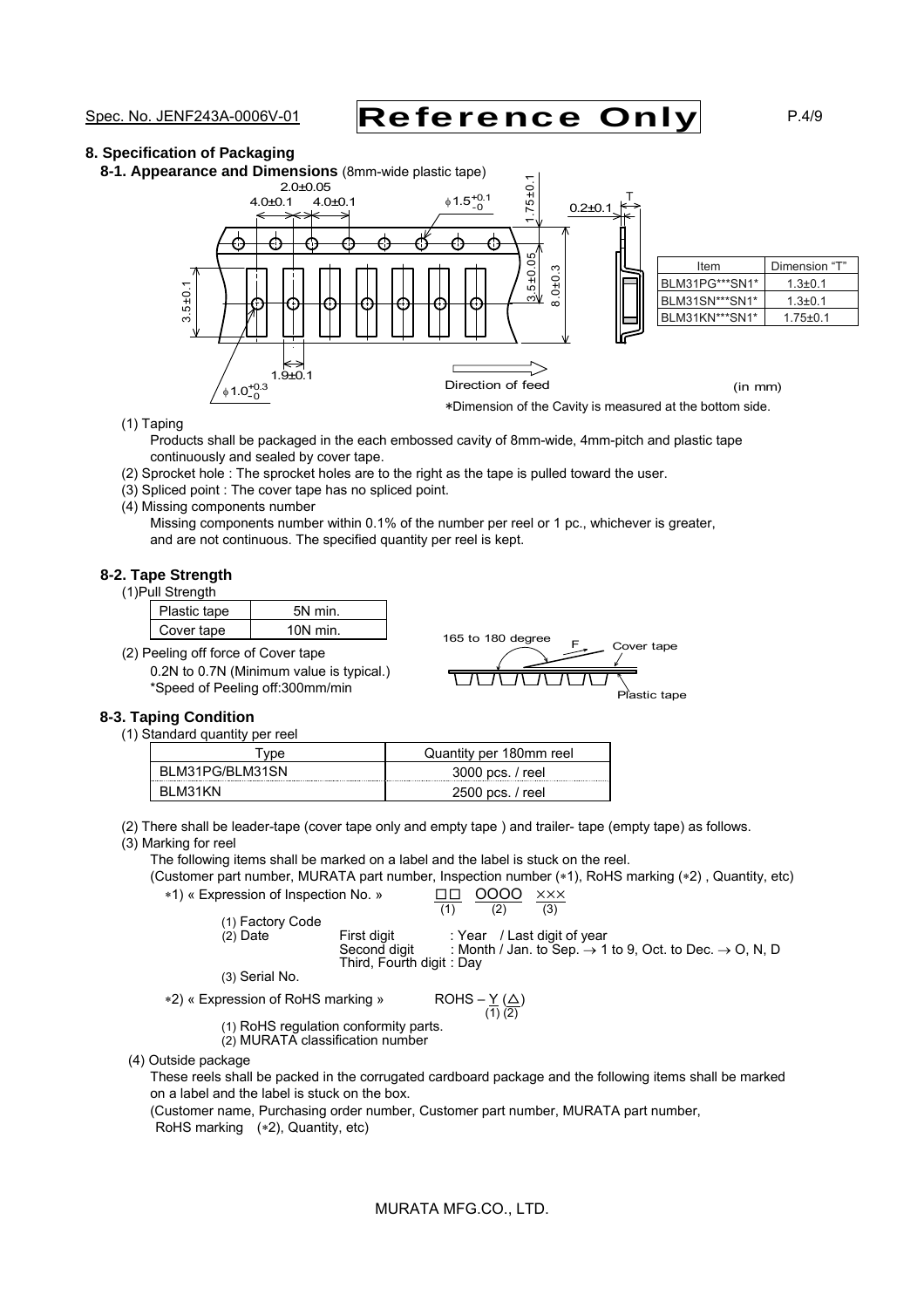## 8. Specification of Packaging

### 8-1. Appearance and Dimensions (8mm-wide plastic tape)

| Item | Dimension "T" |
|---|---|
| BLM31PG***SN1* | 1.3±0.1 |
| BLM31SN***SN1* | 1.3±0.1 |
| BLM31KN***SN1* | 1.75±0.1 |

(in mm)

*Dimension of the Cavity is measured at the bottom side.

(1) Taping
Products shall be packaged in the each embossed cavity of 8mm-wide, 4mm-pitch and plastic tape continuously and sealed by cover tape.

(2) Sprocket hole : The sprocket holes are to the right as the tape is pulled toward the user.

(3) Spliced point : The cover tape has no spliced point.

(4) Missing components number
Missing components number within 0.1% of the number per reel or 1 pc., whichever is greater, and are not continuous. The specified quantity per reel is kept.

### 8-2. Tape Strength

(1)Pull Strength

| Plastic tape | 5N min. |
|---|---|
| Cover tape | 10N min. |

(2) Peeling off force of Cover tape
0.2N to 0.7N (Minimum value is typical.)
*Speed of Peeling off:300mm/min

165 to 180 degree　F　Cover tape　Plastic tape

### 8-3. Taping Condition

(1) Standard quantity per reel

| Type | Quantity per 180mm reel |
|---|---|
| BLM31PG/BLM31SN | 3000 pcs. / reel |
| BLM31KN | 2500 pcs. / reel |

(2) There shall be leader-tape (cover tape only and empty tape ) and trailer- tape (empty tape) as follows.

(3) Marking for reel
The following items shall be marked on a label and the label is stuck on the reel.
(Customer part number, MURATA part number, Inspection number (*1), RoHS marking (*2) , Quantity, etc)

*1) « Expression of Inspection No. »　□□ (1)　OOOO (2)　××× (3)

(1) Factory Code
(2) Date　First digit : Year / Last digit of year
Second digit : Month / Jan. to Sep. → 1 to 9, Oct. to Dec. → O, N, D
Third, Fourth digit : Day
(3) Serial No.

*2) « Expression of RoHS marking »　ROHS – Y (1) (△) (2)

(1) RoHS regulation conformity parts.
(2) MURATA classification number

(4) Outside package
These reels shall be packed in the corrugated cardboard package and the following items shall be marked on a label and the label is stuck on the box.
(Customer name, Purchasing order number, Customer part number, MURATA part number, RoHS marking (*2), Quantity, etc)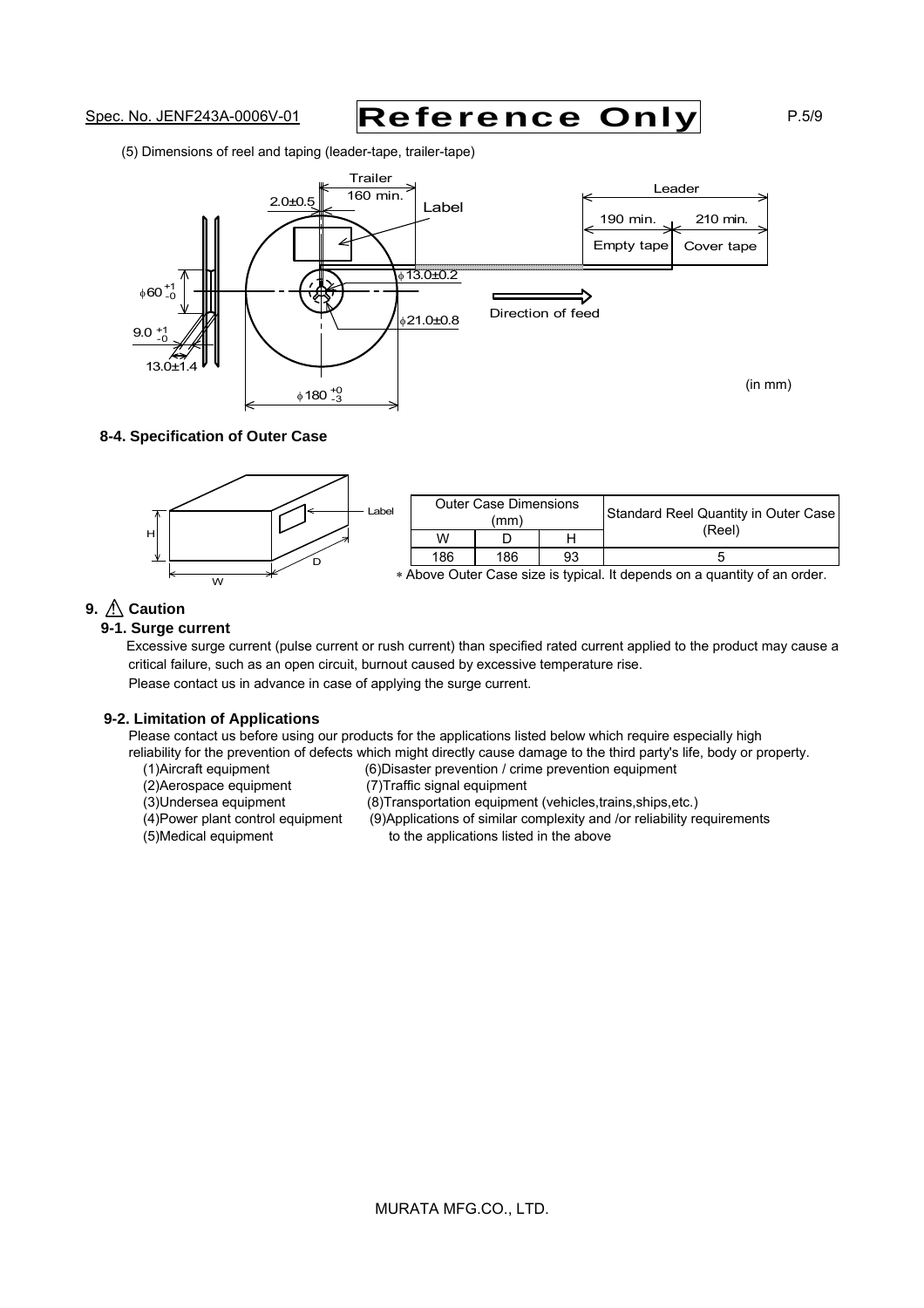(5) Dimensions of reel and taping (leader-tape, trailer-tape)

Trailer 160 min.
2.0±0.5
Label
Leader
190 min. Empty tape
210 min. Cover tape
$\phi 60^{+1}_{-0}$
$\phi$13.0±0.2
$\phi$21.0±0.8
Direction of feed
$9.0^{+1}_{-0}$
13.0±1.4
$\phi 180^{+0}_{-3}$
(in mm)

**8-4. Specification of Outer Case**

| Outer Case Dimensions (mm) | | | Standard Reel Quantity in Outer Case (Reel) |
|---|---|---|---|
| W | D | H | |
| 186 | 186 | 93 | 5 |

∗ Above Outer Case size is typical. It depends on a quantity of an order.

## 9. ⚠ Caution

### 9-1. Surge current

Excessive surge current (pulse current or rush current) than specified rated current applied to the product may cause a critical failure, such as an open circuit, burnout caused by excessive temperature rise.
Please contact us in advance in case of applying the surge current.

### 9-2. Limitation of Applications

Please contact us before using our products for the applications listed below which require especially high reliability for the prevention of defects which might directly cause damage to the third party's life, body or property.

(1)Aircraft equipment
(2)Aerospace equipment
(3)Undersea equipment
(4)Power plant control equipment
(5)Medical equipment
(6)Disaster prevention / crime prevention equipment
(7)Traffic signal equipment
(8)Transportation equipment (vehicles,trains,ships,etc.)
(9)Applications of similar complexity and /or reliability requirements to the applications listed in the above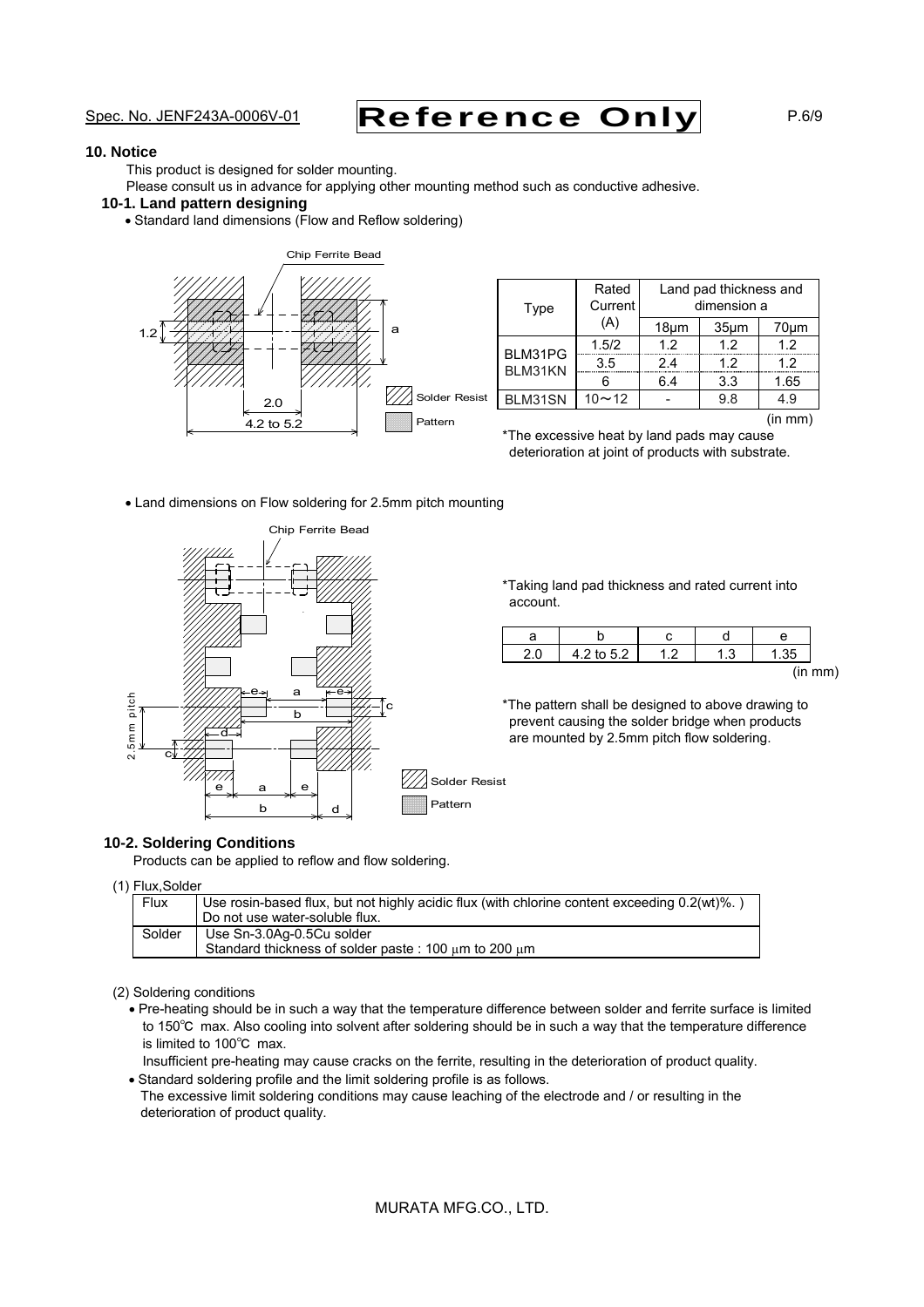## 10. Notice

This product is designed for solder mounting.
Please consult us in advance for applying other mounting method such as conductive adhesive.

### 10-1. Land pattern designing

- Standard land dimensions (Flow and Reflow soldering)

| Type | Rated Current (A) | Land pad thickness and dimension a | | |
|---|---|---|---|---|
| | | 18μm | 35μm | 70μm |
| BLM31PG BLM31KN | 1.5/2 | 1.2 | 1.2 | 1.2 |
| | 3.5 | 2.4 | 1.2 | 1.2 |
| | 6 | 6.4 | 3.3 | 1.65 |
| BLM31SN | 10～12 | - | 9.8 | 4.9 |

(in mm)

*The excessive heat by land pads may cause deterioration at joint of products with substrate.

- Land dimensions on Flow soldering for 2.5mm pitch mounting

*Taking land pad thickness and rated current into account.

| a | b | c | d | e |
|---|---|---|---|---|
| 2.0 | 4.2 to 5.2 | 1.2 | 1.3 | 1.35 |

(in mm)

*The pattern shall be designed to above drawing to prevent causing the solder bridge when products are mounted by 2.5mm pitch flow soldering.

### 10-2. Soldering Conditions

Products can be applied to reflow and flow soldering.

(1) Flux,Solder

| Flux | Use rosin-based flux, but not highly acidic flux (with chlorine content exceeding 0.2(wt)%. ) Do not use water-soluble flux. |
|---|---|
| Solder | Use Sn-3.0Ag-0.5Cu solder Standard thickness of solder paste : 100 μm to 200 μm |

(2) Soldering conditions

- Pre-heating should be in such a way that the temperature difference between solder and ferrite surface is limited to 150℃ max. Also cooling into solvent after soldering should be in such a way that the temperature difference is limited to 100℃ max.
  Insufficient pre-heating may cause cracks on the ferrite, resulting in the deterioration of product quality.
- Standard soldering profile and the limit soldering profile is as follows.
  The excessive limit soldering conditions may cause leaching of the electrode and / or resulting in the deterioration of product quality.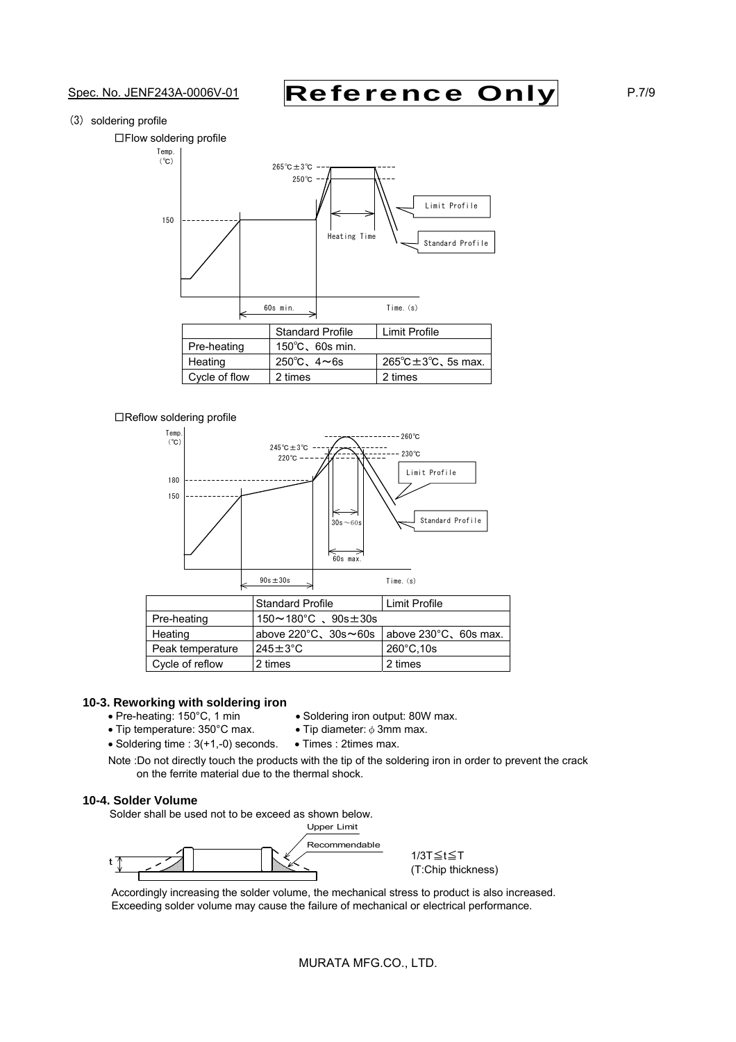(3) soldering profile

□Flow soldering profile

| | Standard Profile | Limit Profile |
|---|---|---|
| Pre-heating | 150℃、60s min. | |
| Heating | 250℃、4～6s | 265℃±3℃、5s max. |
| Cycle of flow | 2 times | 2 times |

□Reflow soldering profile

| | Standard Profile | Limit Profile |
|---|---|---|
| Pre-heating | 150～180°C 、90s±30s | |
| Heating | above 220°C、30s～60s | above 230°C、60s max. |
| Peak temperature | 245±3°C | 260°C,10s |
| Cycle of reflow | 2 times | 2 times |

### 10-3. Reworking with soldering iron

- Pre-heating: 150°C, 1 min
- Tip temperature: 350°C max.
- Soldering time : 3(+1,-0) seconds.
- Soldering iron output: 80W max.
- Tip diameter: ϕ 3mm max.
- Times : 2times max.

Note :Do not directly touch the products with the tip of the soldering iron in order to prevent the crack on the ferrite material due to the thermal shock.

### 10-4. Solder Volume

Solder shall be used not to be exceed as shown below.

Upper Limit
Recommendable

1/3T≦t≦T
(T:Chip thickness)

Accordingly increasing the solder volume, the mechanical stress to product is also increased.
Exceeding solder volume may cause the failure of mechanical or electrical performance.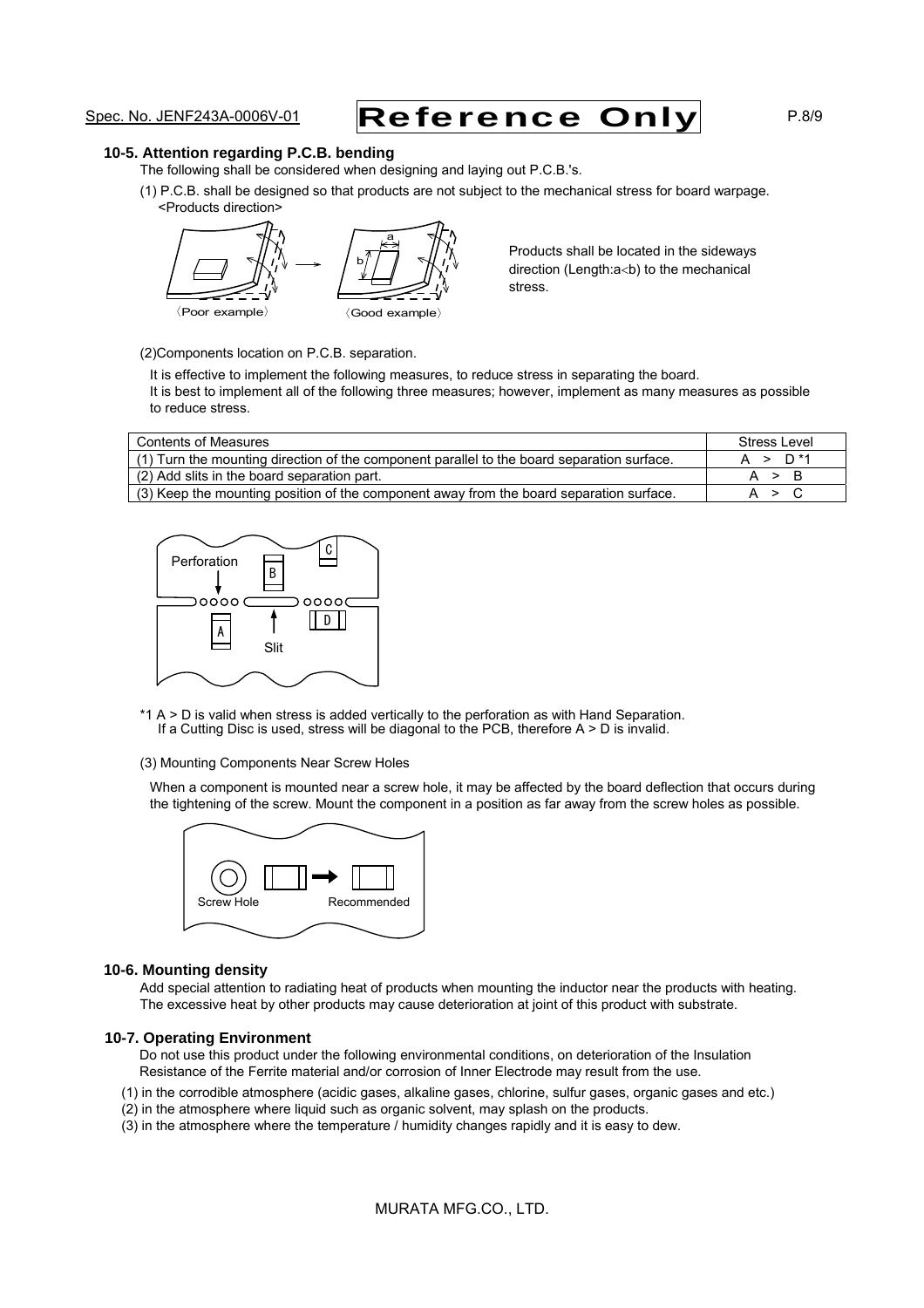### 10-5. Attention regarding P.C.B. bending

The following shall be considered when designing and laying out P.C.B.'s.

(1) P.C.B. shall be designed so that products are not subject to the mechanical stress for board warpage.
<Products direction>

〈Poor example〉 〈Good example〉

Products shall be located in the sideways direction (Length:a<b) to the mechanical stress.

(2)Components location on P.C.B. separation.

It is effective to implement the following measures, to reduce stress in separating the board.
It is best to implement all of the following three measures; however, implement as many measures as possible to reduce stress.

| Contents of Measures | Stress Level |
|---|---|
| (1) Turn the mounting direction of the component parallel to the board separation surface. | A > D *1 |
| (2) Add slits in the board separation part. | A > B |
| (3) Keep the mounting position of the component away from the board separation surface. | A > C |

Perforation　Slit

*1 A > D is valid when stress is added vertically to the perforation as with Hand Separation.
If a Cutting Disc is used, stress will be diagonal to the PCB, therefore A > D is invalid.

(3) Mounting Components Near Screw Holes

When a component is mounted near a screw hole, it may be affected by the board deflection that occurs during the tightening of the screw. Mount the component in a position as far away from the screw holes as possible.

Screw Hole　Recommended

### 10-6. Mounting density

Add special attention to radiating heat of products when mounting the inductor near the products with heating.
The excessive heat by other products may cause deterioration at joint of this product with substrate.

### 10-7. Operating Environment

Do not use this product under the following environmental conditions, on deterioration of the Insulation Resistance of the Ferrite material and/or corrosion of Inner Electrode may result from the use.

(1) in the corrodible atmosphere (acidic gases, alkaline gases, chlorine, sulfur gases, organic gases and etc.)
(2) in the atmosphere where liquid such as organic solvent, may splash on the products.
(3) in the atmosphere where the temperature / humidity changes rapidly and it is easy to dew.

MURATA MFG.CO., LTD.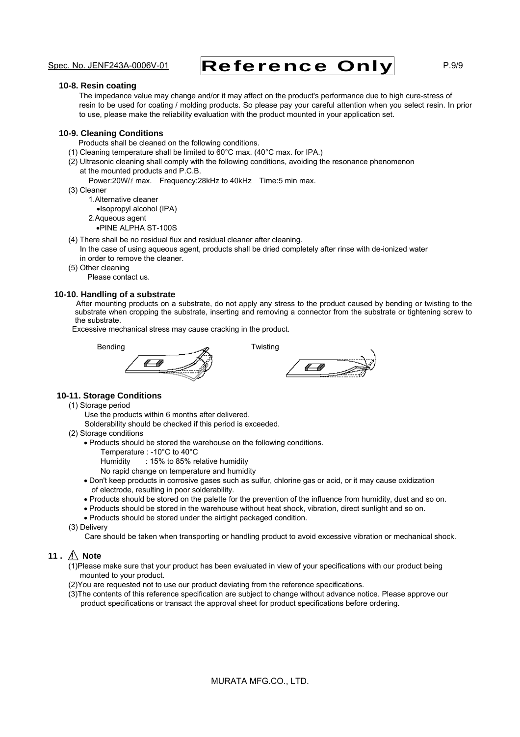## 10-8. Resin coating

The impedance value may change and/or it may affect on the product's performance due to high cure-stress of resin to be used for coating / molding products. So please pay your careful attention when you select resin. In prior to use, please make the reliability evaluation with the product mounted in your application set.

## 10-9. Cleaning Conditions

Products shall be cleaned on the following conditions.

(1) Cleaning temperature shall be limited to 60°C max. (40°C max. for IPA.)

(2) Ultrasonic cleaning shall comply with the following conditions, avoiding the resonance phenomenon at the mounted products and P.C.B.

Power:20W/ℓ max.  Frequency:28kHz to 40kHz  Time:5 min max.

(3) Cleaner

1.Alternative cleaner
- Isopropyl alcohol (IPA)

2.Aqueous agent
- PINE ALPHA ST-100S

(4) There shall be no residual flux and residual cleaner after cleaning.
In the case of using aqueous agent, products shall be dried completely after rinse with de-ionized water in order to remove the cleaner.

(5) Other cleaning
Please contact us.

## 10-10. Handling of a substrate

After mounting products on a substrate, do not apply any stress to the product caused by bending or twisting to the substrate when cropping the substrate, inserting and removing a connector from the substrate or tightening screw to the substrate.

Excessive mechanical stress may cause cracking in the product.

Bending

Twisting

## 10-11. Storage Conditions

(1) Storage period

Use the products within 6 months after delivered.
Solderability should be checked if this period is exceeded.

(2) Storage conditions

- Products should be stored the warehouse on the following conditions.
  Temperature : -10°C to 40°C
  Humidity : 15% to 85% relative humidity
  No rapid change on temperature and humidity
- Don't keep products in corrosive gases such as sulfur, chlorine gas or acid, or it may cause oxidization of electrode, resulting in poor solderability.
- Products should be stored on the palette for the prevention of the influence from humidity, dust and so on.
- Products should be stored in the warehouse without heat shock, vibration, direct sunlight and so on.
- Products should be stored under the airtight packaged condition.

(3) Delivery

Care should be taken when transporting or handling product to avoid excessive vibration or mechanical shock.

## 11. ⚠ Note

(1)Please make sure that your product has been evaluated in view of your specifications with our product being mounted to your product.

(2)You are requested not to use our product deviating from the reference specifications.

(3)The contents of this reference specification are subject to change without advance notice. Please approve our product specifications or transact the approval sheet for product specifications before ordering.